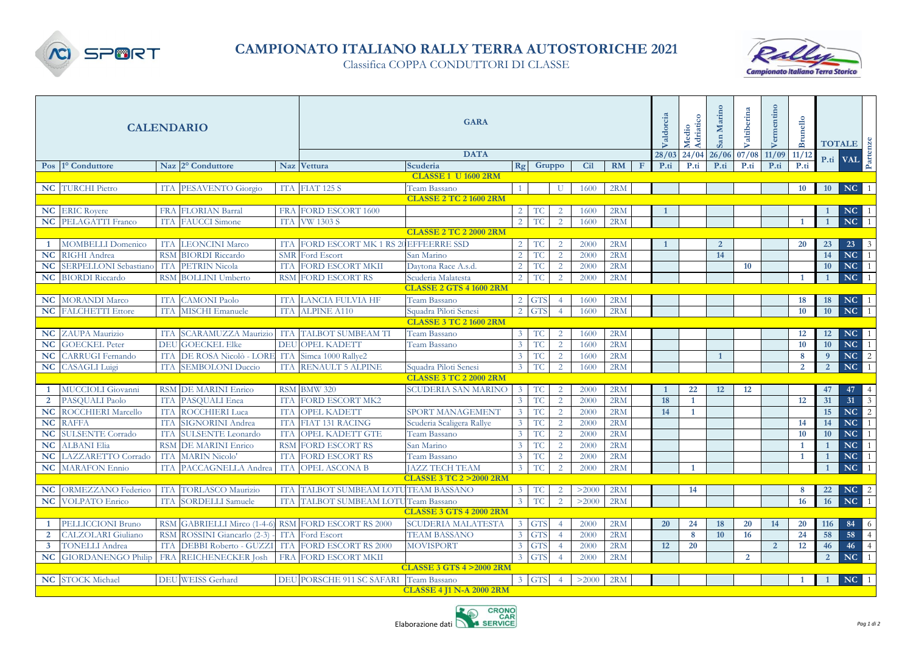# CAMPIONATO ITALIANO RALLY TERRA AUTOSTORICHE 2021

Classifica COPPA CONDUTTORI DI CLASSE

| Pos | 1° Conduttore | Naz | 2° Conduttore | Naz | Vettura | Scuderia | Rg | Gruppo | | Cil | RM | F | Valdorcia 28/03 P.ti | Medio Adriatico 24/04 P.ti | San Marino 26/06 P.ti | Valtiberina 07/08 P.ti | Vermentino 11/09 P.ti | Brunello 11/12 P.ti | TOTALE P.ti | TOTALE VAL | Partenze |
|---|---|---|---|---|---|---|---|---|---|---|---|---|---|---|---|---|---|---|---|---|---|
| | | | | | | **CLASSE 1 U 1600 2RM** | | | | | | | | | | | | | | | |
| NC | TURCHI Pietro | ITA | PESAVENTO Giorgio | ITA | FIAT 125 S | Team Bassano | 1 | | U | 1600 | 2RM | | | | | | | 10 | 10 | NC | 1 |
| | | | | | | **CLASSE 2 TC 2 1600 2RM** | | | | | | | | | | | | | | | |
| NC | ERIC Royere | FRA | FLORIAN Barral | FRA | FORD ESCORT 1600 | | 2 | TC | 2 | 1600 | 2RM | | 1 | | | | | | 1 | NC | 1 |
| NC | PELAGATTI Franco | ITA | FAUCCI Simone | ITA | VW 1303 S | | 2 | TC | 2 | 1600 | 2RM | | | | | | | 1 | 1 | NC | 1 |
| | | | | | | **CLASSE 2 TC 2 2000 2RM** | | | | | | | | | | | | | | | |
| 1 | MOMBELLI Domenico | ITA | LEONCINI Marco | ITA | FORD ESCORT MK 1 RS 20 | EFFEERRE SSD | 2 | TC | 2 | 2000 | 2RM | | 1 | | 2 | | | 20 | 23 | 23 | 3 |
| NC | RIGHI Andrea | RSM | BIORDI Riccardo | SMR | Ford Escort | San Marino | 2 | TC | 2 | 2000 | 2RM | | | | 14 | | | | 14 | NC | 1 |
| NC | SERPELLONI Sebastiano | ITA | PETRIN Nicola | ITA | FORD ESCORT MKII | Daytona Race A.s.d. | 2 | TC | 2 | 2000 | 2RM | | | | | 10 | | | 10 | NC | 1 |
| NC | BIORDI Riccardo | RSM | BOLLINI Umberto | RSM | FORD ESCORT RS | Scuderia Malatesta | 2 | TC | 2 | 2000 | 2RM | | | | | | | 1 | 1 | NC | 1 |
| | | | | | | **CLASSE 2 GTS 4 1600 2RM** | | | | | | | | | | | | | | | |
| NC | MORANDI Marco | ITA | CAMONI Paolo | ITA | LANCIA FULVIA HF | Team Bassano | 2 | GTS | 4 | 1600 | 2RM | | | | | | | 18 | 18 | NC | 1 |
| NC | FALCHETTI Ettore | ITA | MISCHI Emanuele | ITA | ALPINE A110 | Squadra Piloti Senesi | 2 | GTS | 4 | 1600 | 2RM | | | | | | | 10 | 10 | NC | 1 |
| | | | | | | **CLASSE 3 TC 2 1600 2RM** | | | | | | | | | | | | | | | |
| NC | ZAUPA Maurizio | ITA | SCARAMUZZA Maurizio | ITA | TALBOT SUMBEAM TI | Team Bassano | 3 | TC | 2 | 1600 | 2RM | | | | | | | 12 | 12 | NC | 1 |
| NC | GOECKEL Peter | DEU | GOECKEL Elke | DEU | OPEL KADETT | Team Bassano | 3 | TC | 2 | 1600 | 2RM | | | | | | | 10 | 10 | NC | 1 |
| NC | CARRUGI Fernando | ITA | DE ROSA Nicolò - LORE | ITA | Simca 1000 Rallye2 | | 3 | TC | 2 | 1600 | 2RM | | | | 1 | | | 8 | 9 | NC | 2 |
| NC | CASAGLI Luigi | ITA | SEMBOLONI Duccio | ITA | RENAULT 5 ALPINE | Squadra Piloti Senesi | 3 | TC | 2 | 1600 | 2RM | | | | | | | 2 | 2 | NC | 1 |
| | | | | | | **CLASSE 3 TC 2 2000 2RM** | | | | | | | | | | | | | | | |
| 1 | MUCCIOLI Giovanni | RSM | DE MARINI Enrico | RSM | BMW 320 | SCUDERIA SAN MARINO | 3 | TC | 2 | 2000 | 2RM | | 1 | 22 | 12 | 12 | | | 47 | 47 | 4 |
| 2 | PASQUALI Paolo | ITA | PASQUALI Enea | ITA | FORD ESCORT MK2 | | 3 | TC | 2 | 2000 | 2RM | | 18 | 1 | | | | 12 | 31 | 31 | 3 |
| NC | ROCCHIERI Marcello | ITA | ROCCHIERI Luca | ITA | OPEL KADETT | SPORT MANAGEMENT | 3 | TC | 2 | 2000 | 2RM | | 14 | 1 | | | | | 15 | NC | 2 |
| NC | RAFFA | ITA | SIGNORINI Andrea | ITA | FIAT 131 RACING | Scuderia Scaligera Rallye | 3 | TC | 2 | 2000 | 2RM | | | | | | | 14 | 14 | NC | 1 |
| NC | SULSENTE Corrado | ITA | SULSENTE Leonardo | ITA | OPEL KADETT GTE | Team Bassano | 3 | TC | 2 | 2000 | 2RM | | | | | | | 10 | 10 | NC | 1 |
| NC | ALBANI Elia | RSM | DE MARINI Enrico | RSM | FORD ESCORT RS | San Marino | 3 | TC | 2 | 2000 | 2RM | | | | | | | 1 | 1 | NC | 1 |
| NC | LAZZARETTO Corrado | ITA | MARIN Nicolo' | ITA | FORD ESCORT RS | Team Bassano | 3 | TC | 2 | 2000 | 2RM | | | | | | | 1 | 1 | NC | 1 |
| NC | MARAFON Ennio | ITA | PACCAGNELLA Andrea | ITA | OPEL ASCONA B | JAZZ TECH TEAM | 3 | TC | 2 | 2000 | 2RM | | | 1 | | | | | 1 | NC | 1 |
| | | | | | | **CLASSE 3 TC 2 >2000 2RM** | | | | | | | | | | | | | | | |
| NC | ORMEZZANO Federico | ITA | TORLASCO Maurizio | ITA | TALBOT SUMBEAM LOTU | TEAM BASSANO | 3 | TC | 2 | >2000 | 2RM | | | 14 | | | | 8 | 22 | NC | 2 |
| NC | VOLPATO Enrico | ITA | SORDELLI Samuele | ITA | TALBOT SUMBEAM LOTU | Team Bassano | 3 | TC | 2 | >2000 | 2RM | | | | | | | 16 | 16 | NC | 1 |
| | | | | | | **CLASSE 3 GTS 4 2000 2RM** | | | | | | | | | | | | | | | |
| 1 | PELLICCIONI Bruno | RSM | GABRIELLI Mirco (1-4-6) | RSM | FORD ESCORT RS 2000 | SCUDERIA MALATESTA | 3 | GTS | 4 | 2000 | 2RM | | 20 | 24 | 18 | 20 | 14 | 20 | 116 | 84 | 6 |
| 2 | CALZOLARI Giuliano | RSM | ROSSINI Giancarlo (2-3) - | ITA | Ford Escort | TEAM BASSANO | 3 | GTS | 4 | 2000 | 2RM | | | 8 | 10 | 16 | | 24 | 58 | 58 | 4 |
| 3 | TONELLI Andrea | ITA | DEBBI Roberto - GUZZI | ITA | FORD ESCORT RS 2000 | MOVISPORT | 3 | GTS | 4 | 2000 | 2RM | | 12 | 20 | | | 2 | 12 | 46 | 46 | 4 |
| NC | GIORDANENGO Philip | FRA | REICHENECKER Josh | FRA | FORD ESCORT MKII | | 3 | GTS | 4 | 2000 | 2RM | | | | | 2 | | | 2 | NC | 1 |
| | | | | | | **CLASSE 3 GTS 4 >2000 2RM** | | | | | | | | | | | | | | | |
| NC | STOCK Michael | DEU | WEISS Gerhard | DEU | PORSCHE 911 SC SAFARI | Team Bassano | 3 | GTS | 4 | >2000 | 2RM | | | | | | | 1 | 1 | NC | 1 |
| | | | | | | **CLASSE 4 J1 N-A 2000 2RM** | | | | | | | | | | | | | | | |

Elaborazione dati CRONO CAR SERVICE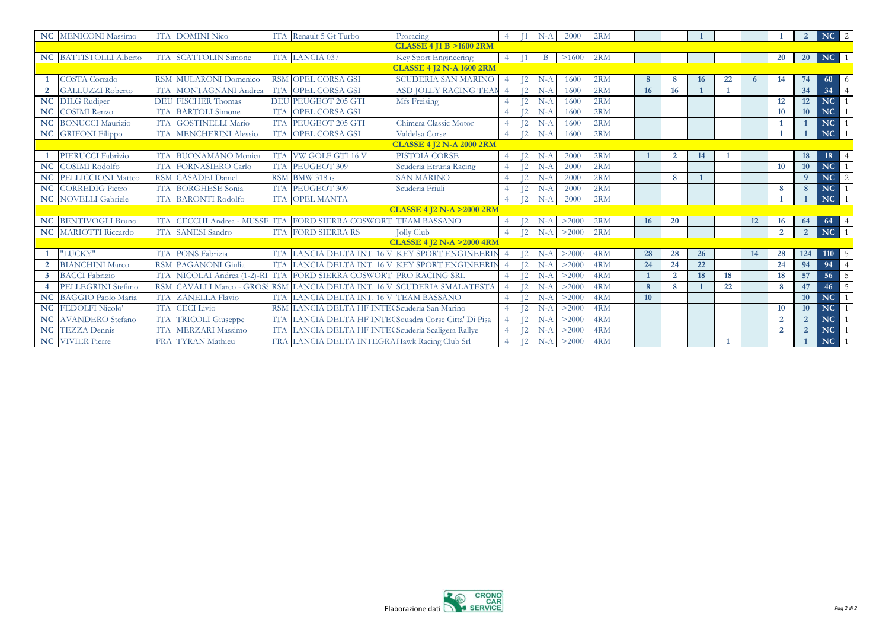| | | | | | | | | | | | | | | | | | | | | | | |
|---|---|---|---|---|---|---|---|---|---|---|---|---|---|---|---|---|---|---|---|---|---|---|
| NC | MENICONI Massimo | ITA | DOMINI Nico | ITA | Renault 5 Gt Turbo | Proracing | 4 | J1 | N-A | 2000 | 2RM | | | | 1 | | | | 1 | 2 | NC | 2 |
| **CLASSE 4 J1 B >1600 2RM** | | | | | | | | | | | | | | | | | | | | | | |
| NC | BATTISTOLLI Alberto | ITA | SCATTOLIN Simone | ITA | LANCIA 037 | Key Sport Engineering | 4 | J1 | B | >1600 | 2RM | | | | | | | | 20 | 20 | NC | 1 |
| **CLASSE 4 J2 N-A 1600 2RM** | | | | | | | | | | | | | | | | | | | | | | |
| 1 | COSTA Corrado | RSM | MULARONI Domenico | RSM | OPEL CORSA GSI | SCUDERIA SAN MARINO | 4 | J2 | N-A | 1600 | 2RM | | 8 | 8 | 16 | 22 | 6 | | 14 | 74 | 60 | 6 |
| 2 | GALLUZZI Roberto | ITA | MONTAGNANI Andrea | ITA | OPEL CORSA GSI | ASD JOLLY RACING TEAM | 4 | J2 | N-A | 1600 | 2RM | | 16 | 16 | 1 | 1 | | | | 34 | 34 | 4 |
| NC | DILG Rudiger | DEU | FISCHER Thomas | DEU | PEUGEOT 205 GTI | Mfs Freising | 4 | J2 | N-A | 1600 | 2RM | | | | | | | | 12 | 12 | NC | 1 |
| NC | COSIMI Renzo | ITA | BARTOLI Simone | ITA | OPEL CORSA GSI | | 4 | J2 | N-A | 1600 | 2RM | | | | | | | | 10 | 10 | NC | 1 |
| NC | BONUCCI Maurizio | ITA | GOSTINELLI Mario | ITA | PEUGEOT 205 GTI | Chimera Classic Motor | 4 | J2 | N-A | 1600 | 2RM | | | | | | | | 1 | 1 | NC | 1 |
| NC | GRIFONI Filippo | ITA | MENCHERINI Alessio | ITA | OPEL CORSA GSI | Valdelsa Corse | 4 | J2 | N-A | 1600 | 2RM | | | | | | | | 1 | 1 | NC | 1 |
| **CLASSE 4 J2 N-A 2000 2RM** | | | | | | | | | | | | | | | | | | | | | | |
| 1 | PIERUCCI Fabrizio | ITA | BUONAMANO Monica | ITA | VW GOLF GTI 16 V | PISTOIA CORSE | 4 | J2 | N-A | 2000 | 2RM | | 1 | 2 | 14 | 1 | | | | 18 | 18 | 4 |
| NC | COSIMI Rodolfo | ITA | FORNASIERO Carlo | ITA | PEUGEOT 309 | Scuderia Etruria Racing | 4 | J2 | N-A | 2000 | 2RM | | | | | | | | 10 | 10 | NC | 1 |
| NC | PELLICCIONI Matteo | RSM | CASADEI Daniel | RSM | BMW 318 is | SAN MARINO | 4 | J2 | N-A | 2000 | 2RM | | | 8 | 1 | | | | | 9 | NC | 2 |
| NC | CORREDIG Pietro | ITA | BORGHESE Sonia | ITA | PEUGEOT 309 | Scuderia Friuli | 4 | J2 | N-A | 2000 | 2RM | | | | | | | | 8 | 8 | NC | 1 |
| NC | NOVELLI Gabriele | ITA | BARONTI Rodolfo | ITA | OPEL MANTA | | 4 | J2 | N-A | 2000 | 2RM | | | | | | | | 1 | 1 | NC | 1 |
| **CLASSE 4 J2 N-A >2000 2RM** | | | | | | | | | | | | | | | | | | | | | | |
| NC | BENTIVOGLI Bruno | ITA | CECCHI Andrea - MUSSE | ITA | FORD SIERRA COSWORT | TEAM BASSANO | 4 | J2 | N-A | >2000 | 2RM | | 16 | 20 | | | 12 | | 16 | 64 | 64 | 4 |
| NC | MARIOTTI Riccardo | ITA | SANESI Sandro | ITA | FORD SIERRA RS | Jolly Club | 4 | J2 | N-A | >2000 | 2RM | | | | | | | | 2 | 2 | NC | 1 |
| **CLASSE 4 J2 N-A >2000 4RM** | | | | | | | | | | | | | | | | | | | | | | |
| 1 | "LUCKY" | ITA | PONS Fabrizia | ITA | LANCIA DELTA INT. 16 V | KEY SPORT ENGINEERIN | 4 | J2 | N-A | >2000 | 4RM | | 28 | 28 | 26 | | 14 | | 28 | 124 | 110 | 5 |
| 2 | BIANCHINI Marco | RSM | PAGANONI Giulia | ITA | LANCIA DELTA INT. 16 V | KEY SPORT ENGINEERIN | 4 | J2 | N-A | >2000 | 4RM | | 24 | 24 | 22 | | | | 24 | 94 | 94 | 4 |
| 3 | BACCI Fabrizio | ITA | NICOLAI Andrea (1-2)-RI | ITA | FORD SIERRA COSWORT | PRO RACING SRL | 4 | J2 | N-A | >2000 | 4RM | | 1 | 2 | 18 | 18 | | | 18 | 57 | 56 | 5 |
| 4 | PELLEGRINI Stefano | RSM | CAVALLI Marco - GROSS | RSM | LANCIA DELTA INT. 16 V | SCUDERIA SMALATESTA | 4 | J2 | N-A | >2000 | 4RM | | 8 | 8 | 1 | 22 | | | 8 | 47 | 46 | 5 |
| NC | BAGGIO Paolo Maria | ITA | ZANELLA Flavio | ITA | LANCIA DELTA INT. 16 V | TEAM BASSANO | 4 | J2 | N-A | >2000 | 4RM | | 10 | | | | | | | 10 | NC | 1 |
| NC | FEDOLFI Nicolo' | ITA | CECI Livio | RSM | LANCIA DELTA HF INTEG | Scuderia San Marino | 4 | J2 | N-A | >2000 | 4RM | | | | | | | | 10 | 10 | NC | 1 |
| NC | AVANDERO Stefano | ITA | TRICOLI Giuseppe | ITA | LANCIA DELTA HF INTEG | Squadra Corse Citta' Di Pisa | 4 | J2 | N-A | >2000 | 4RM | | | | | | | | 2 | 2 | NC | 1 |
| NC | TEZZA Dennis | ITA | MERZARI Massimo | ITA | LANCIA DELTA HF INTEG | Scuderia Scaligera Rallye | 4 | J2 | N-A | >2000 | 4RM | | | | | | | | 2 | 2 | NC | 1 |
| NC | VIVIER Pierre | FRA | TYRAN Mathieu | FRA | LANCIA DELTA INTEGRA | Hawk Racing Club Srl | 4 | J2 | N-A | >2000 | 4RM | | | | | 1 | | | | 1 | NC | 1 |

Elaborazione dati CRONO CAR SERVICE